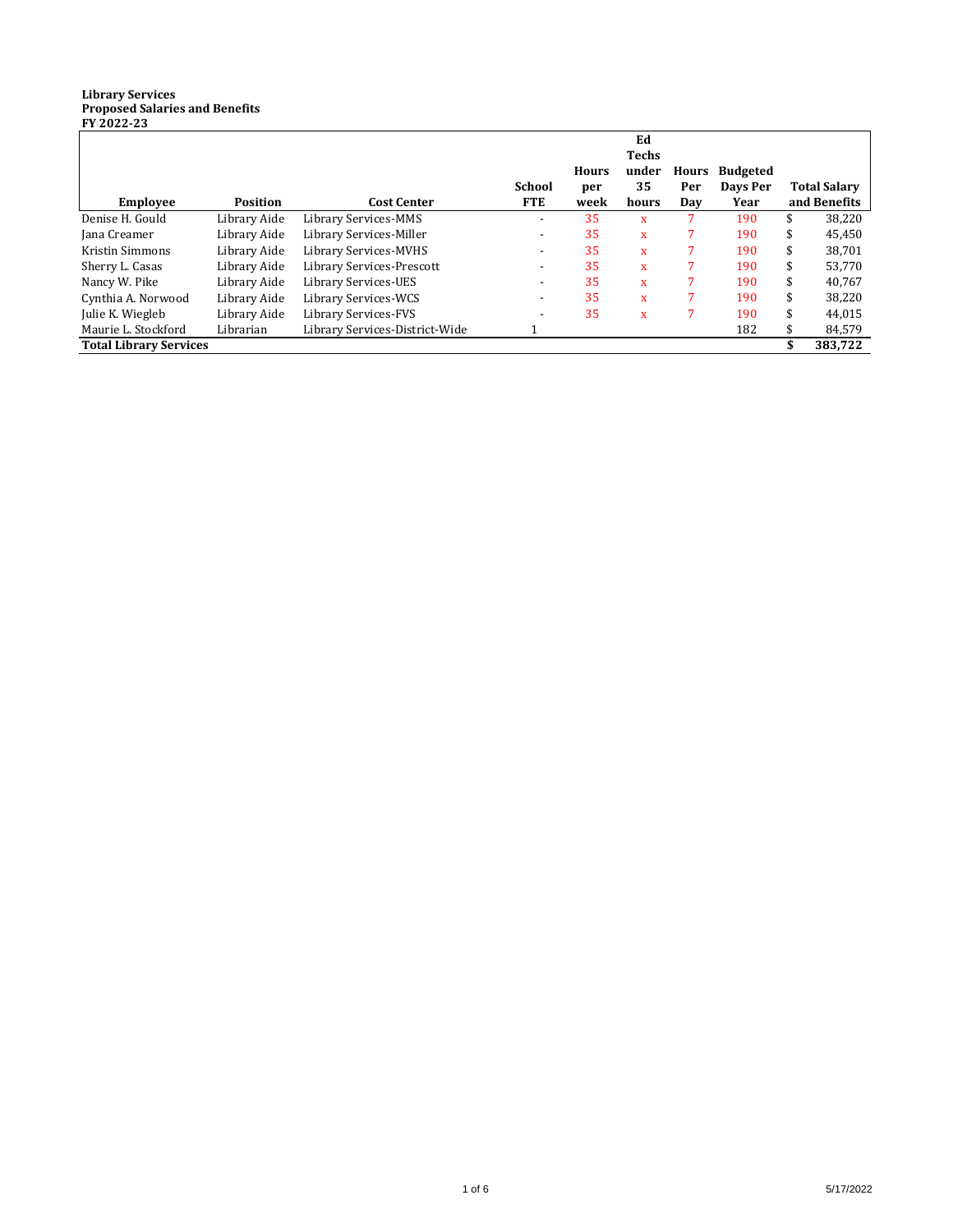**Library Services**
**Proposed Salaries and Benefits**
**FY 2022-23**

| Employee | Position | Cost Center | School FTE | Hours per week | Ed Techs under 35 hours | Hours Per Day | Budgeted Days Per Year | Total Salary and Benefits |
|---|---|---|---|---|---|---|---|---|
| Denise H. Gould | Library Aide | Library Services-MMS | - | 35 | x | 7 | 190 | $ 38,220 |
| Jana Creamer | Library Aide | Library Services-Miller | - | 35 | x | 7 | 190 | $ 45,450 |
| Kristin Simmons | Library Aide | Library Services-MVHS | - | 35 | x | 7 | 190 | $ 38,701 |
| Sherry L. Casas | Library Aide | Library Services-Prescott | - | 35 | x | 7 | 190 | $ 53,770 |
| Nancy W. Pike | Library Aide | Library Services-UES | - | 35 | x | 7 | 190 | $ 40,767 |
| Cynthia A. Norwood | Library Aide | Library Services-WCS | - | 35 | x | 7 | 190 | $ 38,220 |
| Julie K. Wiegleb | Library Aide | Library Services-FVS | - | 35 | x | 7 | 190 | $ 44,015 |
| Maurie L. Stockford | Librarian | Library Services-District-Wide | 1 | | | | 182 | $ 84,579 |
| **Total Library Services** | | | | | | | | **$ 383,722** |

5/17/2022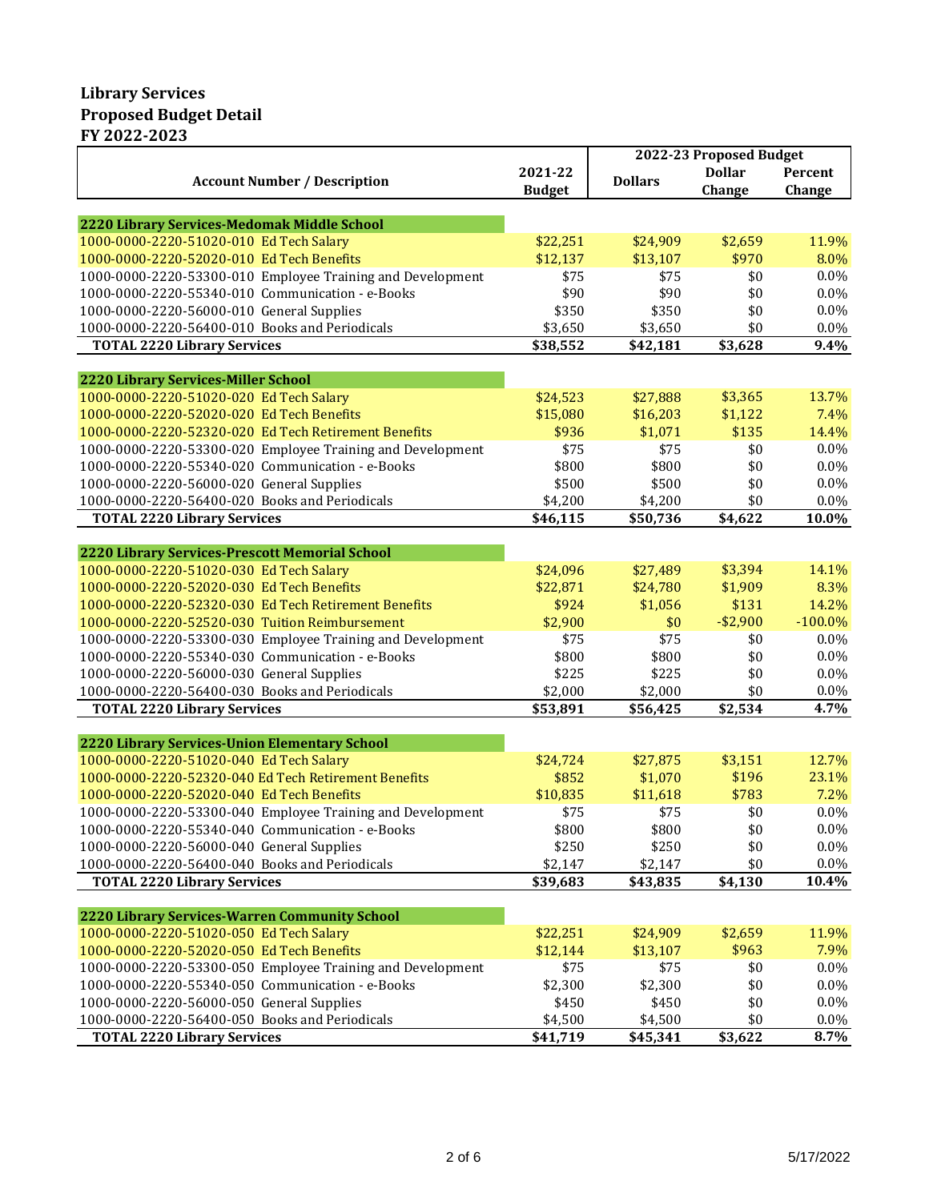**Library Services**
**Proposed Budget Detail**
**FY 2022-2023**

| Account Number / Description | 2021-22 Budget | 2022-23 Proposed Budget | | |
|---|---|---|---|---|
| | | Dollars | Dollar Change | Percent Change |
| **2220 Library Services-Medomak Middle School** | | | | |
| 1000-0000-2220-51020-010 Ed Tech Salary | $22,251 | $24,909 | $2,659 | 11.9% |
| 1000-0000-2220-52020-010 Ed Tech Benefits | $12,137 | $13,107 | $970 | 8.0% |
| 1000-0000-2220-53300-010 Employee Training and Development | $75 | $75 | $0 | 0.0% |
| 1000-0000-2220-55340-010 Communication - e-Books | $90 | $90 | $0 | 0.0% |
| 1000-0000-2220-56000-010 General Supplies | $350 | $350 | $0 | 0.0% |
| 1000-0000-2220-56400-010 Books and Periodicals | $3,650 | $3,650 | $0 | 0.0% |
| **TOTAL 2220 Library Services** | **$38,552** | **$42,181** | **$3,628** | **9.4%** |
| **2220 Library Services-Miller School** | | | | |
| 1000-0000-2220-51020-020 Ed Tech Salary | $24,523 | $27,888 | $3,365 | 13.7% |
| 1000-0000-2220-52020-020 Ed Tech Benefits | $15,080 | $16,203 | $1,122 | 7.4% |
| 1000-0000-2220-52320-020 Ed Tech Retirement Benefits | $936 | $1,071 | $135 | 14.4% |
| 1000-0000-2220-53300-020 Employee Training and Development | $75 | $75 | $0 | 0.0% |
| 1000-0000-2220-55340-020 Communication - e-Books | $800 | $800 | $0 | 0.0% |
| 1000-0000-2220-56000-020 General Supplies | $500 | $500 | $0 | 0.0% |
| 1000-0000-2220-56400-020 Books and Periodicals | $4,200 | $4,200 | $0 | 0.0% |
| **TOTAL 2220 Library Services** | **$46,115** | **$50,736** | **$4,622** | **10.0%** |
| **2220 Library Services-Prescott Memorial School** | | | | |
| 1000-0000-2220-51020-030 Ed Tech Salary | $24,096 | $27,489 | $3,394 | 14.1% |
| 1000-0000-2220-52020-030 Ed Tech Benefits | $22,871 | $24,780 | $1,909 | 8.3% |
| 1000-0000-2220-52320-030 Ed Tech Retirement Benefits | $924 | $1,056 | $131 | 14.2% |
| 1000-0000-2220-52520-030 Tuition Reimbursement | $2,900 | $0 | -$2,900 | -100.0% |
| 1000-0000-2220-53300-030 Employee Training and Development | $75 | $75 | $0 | 0.0% |
| 1000-0000-2220-55340-030 Communication - e-Books | $800 | $800 | $0 | 0.0% |
| 1000-0000-2220-56000-030 General Supplies | $225 | $225 | $0 | 0.0% |
| 1000-0000-2220-56400-030 Books and Periodicals | $2,000 | $2,000 | $0 | 0.0% |
| **TOTAL 2220 Library Services** | **$53,891** | **$56,425** | **$2,534** | **4.7%** |
| **2220 Library Services-Union Elementary School** | | | | |
| 1000-0000-2220-51020-040 Ed Tech Salary | $24,724 | $27,875 | $3,151 | 12.7% |
| 1000-0000-2220-52320-040 Ed Tech Retirement Benefits | $852 | $1,070 | $196 | 23.1% |
| 1000-0000-2220-52020-040 Ed Tech Benefits | $10,835 | $11,618 | $783 | 7.2% |
| 1000-0000-2220-53300-040 Employee Training and Development | $75 | $75 | $0 | 0.0% |
| 1000-0000-2220-55340-040 Communication - e-Books | $800 | $800 | $0 | 0.0% |
| 1000-0000-2220-56000-040 General Supplies | $250 | $250 | $0 | 0.0% |
| 1000-0000-2220-56400-040 Books and Periodicals | $2,147 | $2,147 | $0 | 0.0% |
| **TOTAL 2220 Library Services** | **$39,683** | **$43,835** | **$4,130** | **10.4%** |
| **2220 Library Services-Warren Community School** | | | | |
| 1000-0000-2220-51020-050 Ed Tech Salary | $22,251 | $24,909 | $2,659 | 11.9% |
| 1000-0000-2220-52020-050 Ed Tech Benefits | $12,144 | $13,107 | $963 | 7.9% |
| 1000-0000-2220-53300-050 Employee Training and Development | $75 | $75 | $0 | 0.0% |
| 1000-0000-2220-55340-050 Communication - e-Books | $2,300 | $2,300 | $0 | 0.0% |
| 1000-0000-2220-56000-050 General Supplies | $450 | $450 | $0 | 0.0% |
| 1000-0000-2220-56400-050 Books and Periodicals | $4,500 | $4,500 | $0 | 0.0% |
| **TOTAL 2220 Library Services** | **$41,719** | **$45,341** | **$3,622** | **8.7%** |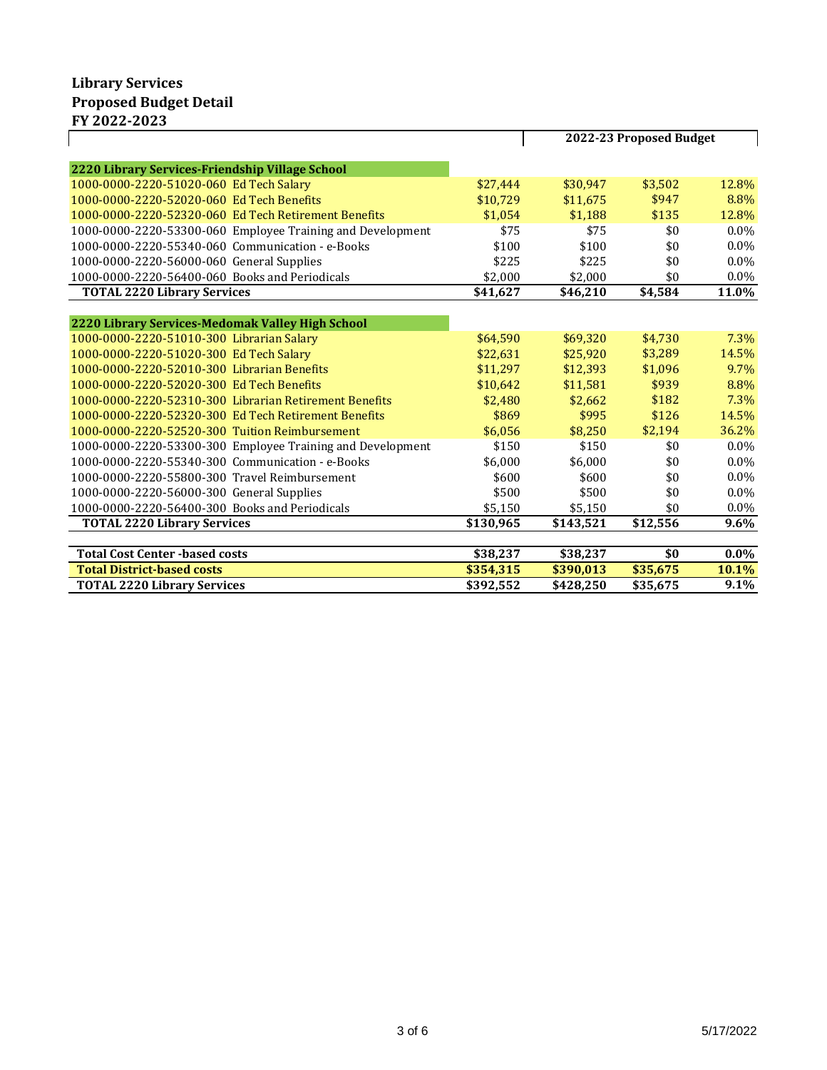**Library Services**
**Proposed Budget Detail**
**FY 2022-2023**

| | | 2022-23 Proposed Budget | | |
|---|---|---|---|---|
| **2220 Library Services-Friendship Village School** | | | | |
| 1000-0000-2220-51020-060 Ed Tech Salary | $27,444 | $30,947 | $3,502 | 12.8% |
| 1000-0000-2220-52020-060 Ed Tech Benefits | $10,729 | $11,675 | $947 | 8.8% |
| 1000-0000-2220-52320-060 Ed Tech Retirement Benefits | $1,054 | $1,188 | $135 | 12.8% |
| 1000-0000-2220-53300-060 Employee Training and Development | $75 | $75 | $0 | 0.0% |
| 1000-0000-2220-55340-060 Communication - e-Books | $100 | $100 | $0 | 0.0% |
| 1000-0000-2220-56000-060 General Supplies | $225 | $225 | $0 | 0.0% |
| 1000-0000-2220-56400-060 Books and Periodicals | $2,000 | $2,000 | $0 | 0.0% |
| **TOTAL 2220 Library Services** | **$41,627** | **$46,210** | **$4,584** | **11.0%** |
| **2220 Library Services-Medomak Valley High School** | | | | |
| 1000-0000-2220-51010-300 Librarian Salary | $64,590 | $69,320 | $4,730 | 7.3% |
| 1000-0000-2220-51020-300 Ed Tech Salary | $22,631 | $25,920 | $3,289 | 14.5% |
| 1000-0000-2220-52010-300 Librarian Benefits | $11,297 | $12,393 | $1,096 | 9.7% |
| 1000-0000-2220-52020-300 Ed Tech Benefits | $10,642 | $11,581 | $939 | 8.8% |
| 1000-0000-2220-52310-300 Librarian Retirement Benefits | $2,480 | $2,662 | $182 | 7.3% |
| 1000-0000-2220-52320-300 Ed Tech Retirement Benefits | $869 | $995 | $126 | 14.5% |
| 1000-0000-2220-52520-300 Tuition Reimbursement | $6,056 | $8,250 | $2,194 | 36.2% |
| 1000-0000-2220-53300-300 Employee Training and Development | $150 | $150 | $0 | 0.0% |
| 1000-0000-2220-55340-300 Communication - e-Books | $6,000 | $6,000 | $0 | 0.0% |
| 1000-0000-2220-55800-300 Travel Reimbursement | $600 | $600 | $0 | 0.0% |
| 1000-0000-2220-56000-300 General Supplies | $500 | $500 | $0 | 0.0% |
| 1000-0000-2220-56400-300 Books and Periodicals | $5,150 | $5,150 | $0 | 0.0% |
| **TOTAL 2220 Library Services** | **$130,965** | **$143,521** | **$12,556** | **9.6%** |
| **Total Cost Center -based costs** | **$38,237** | **$38,237** | **$0** | **0.0%** |
| **Total District-based costs** | **$354,315** | **$390,013** | **$35,675** | **10.1%** |
| **TOTAL 2220 Library Services** | **$392,552** | **$428,250** | **$35,675** | **9.1%** |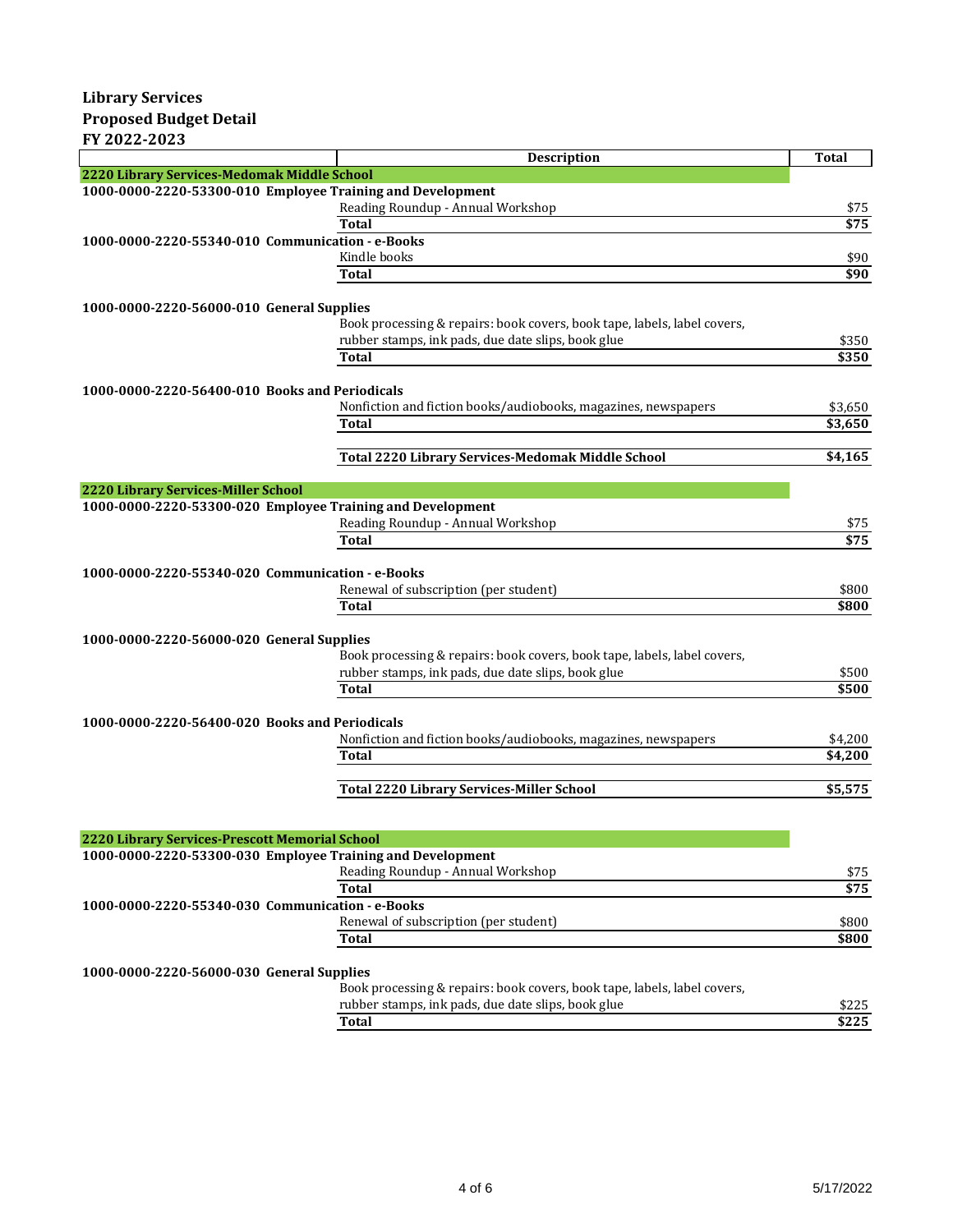**Library Services**
**Proposed Budget Detail**
**FY 2022-2023**

| | Description | Total |
|---|---|---|
| **2220 Library Services-Medomak Middle School** | | |
| **1000-0000-2220-53300-010 Employee Training and Development** | | |
| | Reading Roundup - Annual Workshop | $75 |
| | **Total** | **$75** |
| **1000-0000-2220-55340-010 Communication - e-Books** | | |
| | Kindle books | $90 |
| | **Total** | **$90** |
| **1000-0000-2220-56000-010 General Supplies** | | |
| | Book processing & repairs: book covers, book tape, labels, label covers, rubber stamps, ink pads, due date slips, book glue | $350 |
| | **Total** | **$350** |
| **1000-0000-2220-56400-010 Books and Periodicals** | | |
| | Nonfiction and fiction books/audiobooks, magazines, newspapers | $3,650 |
| | **Total** | **$3,650** |
| | **Total 2220 Library Services-Medomak Middle School** | **$4,165** |
| **2220 Library Services-Miller School** | | |
| **1000-0000-2220-53300-020 Employee Training and Development** | | |
| | Reading Roundup - Annual Workshop | $75 |
| | **Total** | **$75** |
| **1000-0000-2220-55340-020 Communication - e-Books** | | |
| | Renewal of subscription (per student) | $800 |
| | **Total** | **$800** |
| **1000-0000-2220-56000-020 General Supplies** | | |
| | Book processing & repairs: book covers, book tape, labels, label covers, rubber stamps, ink pads, due date slips, book glue | $500 |
| | **Total** | **$500** |
| **1000-0000-2220-56400-020 Books and Periodicals** | | |
| | Nonfiction and fiction books/audiobooks, magazines, newspapers | $4,200 |
| | **Total** | **$4,200** |
| | **Total 2220 Library Services-Miller School** | **$5,575** |
| **2220 Library Services-Prescott Memorial School** | | |
| **1000-0000-2220-53300-030 Employee Training and Development** | | |
| | Reading Roundup - Annual Workshop | $75 |
| | **Total** | **$75** |
| **1000-0000-2220-55340-030 Communication - e-Books** | | |
| | Renewal of subscription (per student) | $800 |
| | **Total** | **$800** |
| **1000-0000-2220-56000-030 General Supplies** | | |
| | Book processing & repairs: book covers, book tape, labels, label covers, rubber stamps, ink pads, due date slips, book glue | $225 |
| | **Total** | **$225** |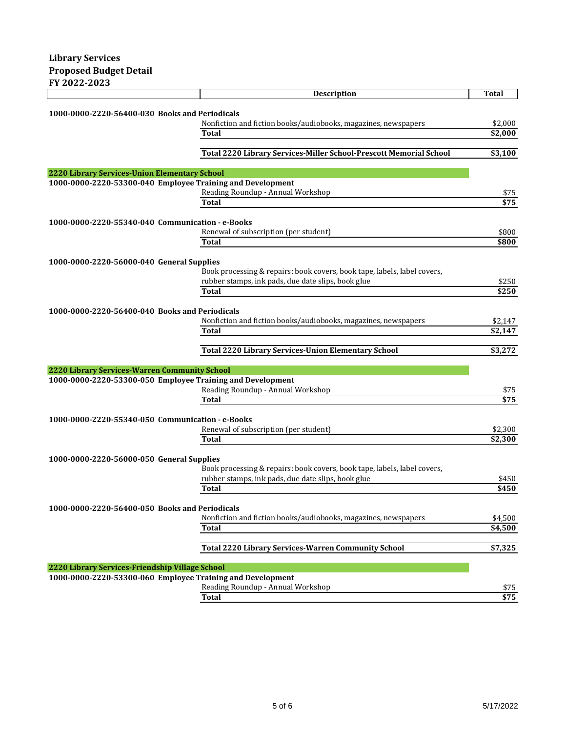**Library Services**
**Proposed Budget Detail**
**FY 2022-2023**

| | Description | Total |
|---|---|---|
| **1000-0000-2220-56400-030 Books and Periodicals** | | |
| | Nonfiction and fiction books/audiobooks, magazines, newspapers | $2,000 |
| | **Total** | **$2,000** |
| | **Total 2220 Library Services-Miller School-Prescott Memorial School** | **$3,100** |
| **2220 Library Services-Union Elementary School** | | |
| **1000-0000-2220-53300-040 Employee Training and Development** | | |
| | Reading Roundup - Annual Workshop | $75 |
| | **Total** | **$75** |
| **1000-0000-2220-55340-040 Communication - e-Books** | | |
| | Renewal of subscription (per student) | $800 |
| | **Total** | **$800** |
| **1000-0000-2220-56000-040 General Supplies** | | |
| | Book processing & repairs: book covers, book tape, labels, label covers, rubber stamps, ink pads, due date slips, book glue | $250 |
| | **Total** | **$250** |
| **1000-0000-2220-56400-040 Books and Periodicals** | | |
| | Nonfiction and fiction books/audiobooks, magazines, newspapers | $2,147 |
| | **Total** | **$2,147** |
| | **Total 2220 Library Services-Union Elementary School** | **$3,272** |
| **2220 Library Services-Warren Community School** | | |
| **1000-0000-2220-53300-050 Employee Training and Development** | | |
| | Reading Roundup - Annual Workshop | $75 |
| | **Total** | **$75** |
| **1000-0000-2220-55340-050 Communication - e-Books** | | |
| | Renewal of subscription (per student) | $2,300 |
| | **Total** | **$2,300** |
| **1000-0000-2220-56000-050 General Supplies** | | |
| | Book processing & repairs: book covers, book tape, labels, label covers, rubber stamps, ink pads, due date slips, book glue | $450 |
| | **Total** | **$450** |
| **1000-0000-2220-56400-050 Books and Periodicals** | | |
| | Nonfiction and fiction books/audiobooks, magazines, newspapers | $4,500 |
| | **Total** | **$4,500** |
| | **Total 2220 Library Services-Warren Community School** | **$7,325** |
| **2220 Library Services-Friendship Village School** | | |
| **1000-0000-2220-53300-060 Employee Training and Development** | | |
| | Reading Roundup - Annual Workshop | $75 |
| | **Total** | **$75** |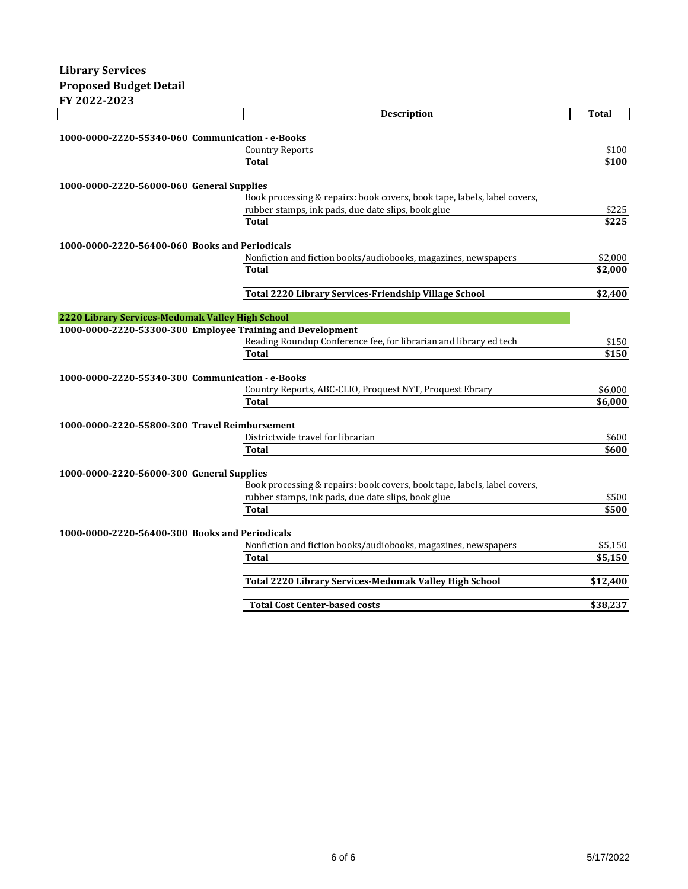**Library Services**
**Proposed Budget Detail**
**FY 2022-2023**

| | Description | Total |
|---|---|---|
| **1000-0000-2220-55340-060 Communication - e-Books** | | |
| | Country Reports | $100 |
| | **Total** | **$100** |
| **1000-0000-2220-56000-060 General Supplies** | | |
| | Book processing & repairs: book covers, book tape, labels, label covers, rubber stamps, ink pads, due date slips, book glue | $225 |
| | **Total** | **$225** |
| **1000-0000-2220-56400-060 Books and Periodicals** | | |
| | Nonfiction and fiction books/audiobooks, magazines, newspapers | $2,000 |
| | **Total** | **$2,000** |
| | **Total 2220 Library Services-Friendship Village School** | **$2,400** |
| **2220 Library Services-Medomak Valley High School** | | |
| **1000-0000-2220-53300-300 Employee Training and Development** | | |
| | Reading Roundup Conference fee, for librarian and library ed tech | $150 |
| | **Total** | **$150** |
| **1000-0000-2220-55340-300 Communication - e-Books** | | |
| | Country Reports, ABC-CLIO, Proquest NYT, Proquest Ebrary | $6,000 |
| | **Total** | **$6,000** |
| **1000-0000-2220-55800-300 Travel Reimbursement** | | |
| | Districtwide travel for librarian | $600 |
| | **Total** | **$600** |
| **1000-0000-2220-56000-300 General Supplies** | | |
| | Book processing & repairs: book covers, book tape, labels, label covers, rubber stamps, ink pads, due date slips, book glue | $500 |
| | **Total** | **$500** |
| **1000-0000-2220-56400-300 Books and Periodicals** | | |
| | Nonfiction and fiction books/audiobooks, magazines, newspapers | $5,150 |
| | **Total** | **$5,150** |
| | **Total 2220 Library Services-Medomak Valley High School** | **$12,400** |
| | **Total Cost Center-based costs** | **$38,237** |